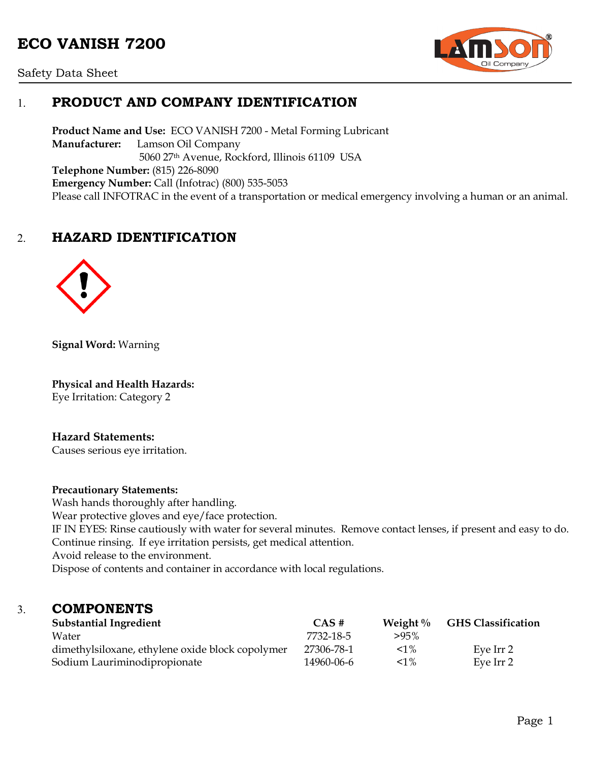# ECO VANISH 7200

Safety Data Sheet

## 1. PRODUCT AND COMPANY IDENTIFICATION

**Product Name and Use:** ECO VANISH 7200 - Metal Forming Lubricant
**Manufacturer:** Lamson Oil Company
5060 27th Avenue, Rockford, Illinois 61109 USA
**Telephone Number:** (815) 226-8090
**Emergency Number:** Call (Infotrac) (800) 535-5053
Please call INFOTRAC in the event of a transportation or medical emergency involving a human or an animal.

## 2. HAZARD IDENTIFICATION

**Signal Word:** Warning

**Physical and Health Hazards:**
Eye Irritation: Category 2

**Hazard Statements:**
Causes serious eye irritation.

**Precautionary Statements:**
Wash hands thoroughly after handling.
Wear protective gloves and eye/face protection.
IF IN EYES: Rinse cautiously with water for several minutes. Remove contact lenses, if present and easy to do. Continue rinsing. If eye irritation persists, get medical attention.
Avoid release to the environment.
Dispose of contents and container in accordance with local regulations.

## 3. COMPONENTS

| Substantial Ingredient | CAS # | Weight % | GHS Classification |
|---|---|---|---|
| Water | 7732-18-5 | >95% | |
| dimethylsiloxane, ethylene oxide block copolymer | 27306-78-1 | <1% | Eye Irr 2 |
| Sodium Lauriminodipropionate | 14960-06-6 | <1% | Eye Irr 2 |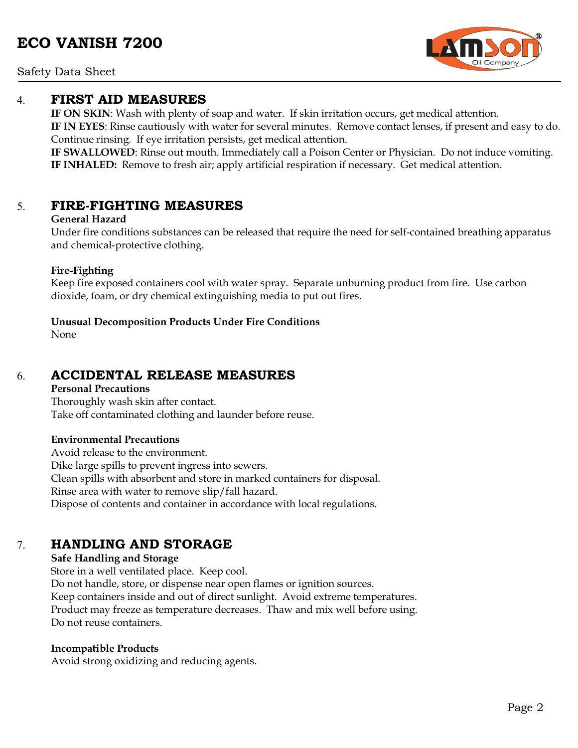## 4. FIRST AID MEASURES

**IF ON SKIN**: Wash with plenty of soap and water. If skin irritation occurs, get medical attention.
**IF IN EYES**: Rinse cautiously with water for several minutes. Remove contact lenses, if present and easy to do. Continue rinsing. If eye irritation persists, get medical attention.
**IF SWALLOWED**: Rinse out mouth. Immediately call a Poison Center or Physician. Do not induce vomiting.
**IF INHALED:** Remove to fresh air; apply artificial respiration if necessary. Get medical attention.

## 5. FIRE-FIGHTING MEASURES

**General Hazard**
Under fire conditions substances can be released that require the need for self-contained breathing apparatus and chemical-protective clothing.

**Fire-Fighting**
Keep fire exposed containers cool with water spray. Separate unburning product from fire. Use carbon dioxide, foam, or dry chemical extinguishing media to put out fires.

**Unusual Decomposition Products Under Fire Conditions**
None

## 6. ACCIDENTAL RELEASE MEASURES

**Personal Precautions**
Thoroughly wash skin after contact.
Take off contaminated clothing and launder before reuse.

**Environmental Precautions**
Avoid release to the environment.
Dike large spills to prevent ingress into sewers.
Clean spills with absorbent and store in marked containers for disposal.
Rinse area with water to remove slip/fall hazard.
Dispose of contents and container in accordance with local regulations.

## 7. HANDLING AND STORAGE

**Safe Handling and Storage**
Store in a well ventilated place. Keep cool.
Do not handle, store, or dispense near open flames or ignition sources.
Keep containers inside and out of direct sunlight. Avoid extreme temperatures.
Product may freeze as temperature decreases. Thaw and mix well before using.
Do not reuse containers.

**Incompatible Products**
Avoid strong oxidizing and reducing agents.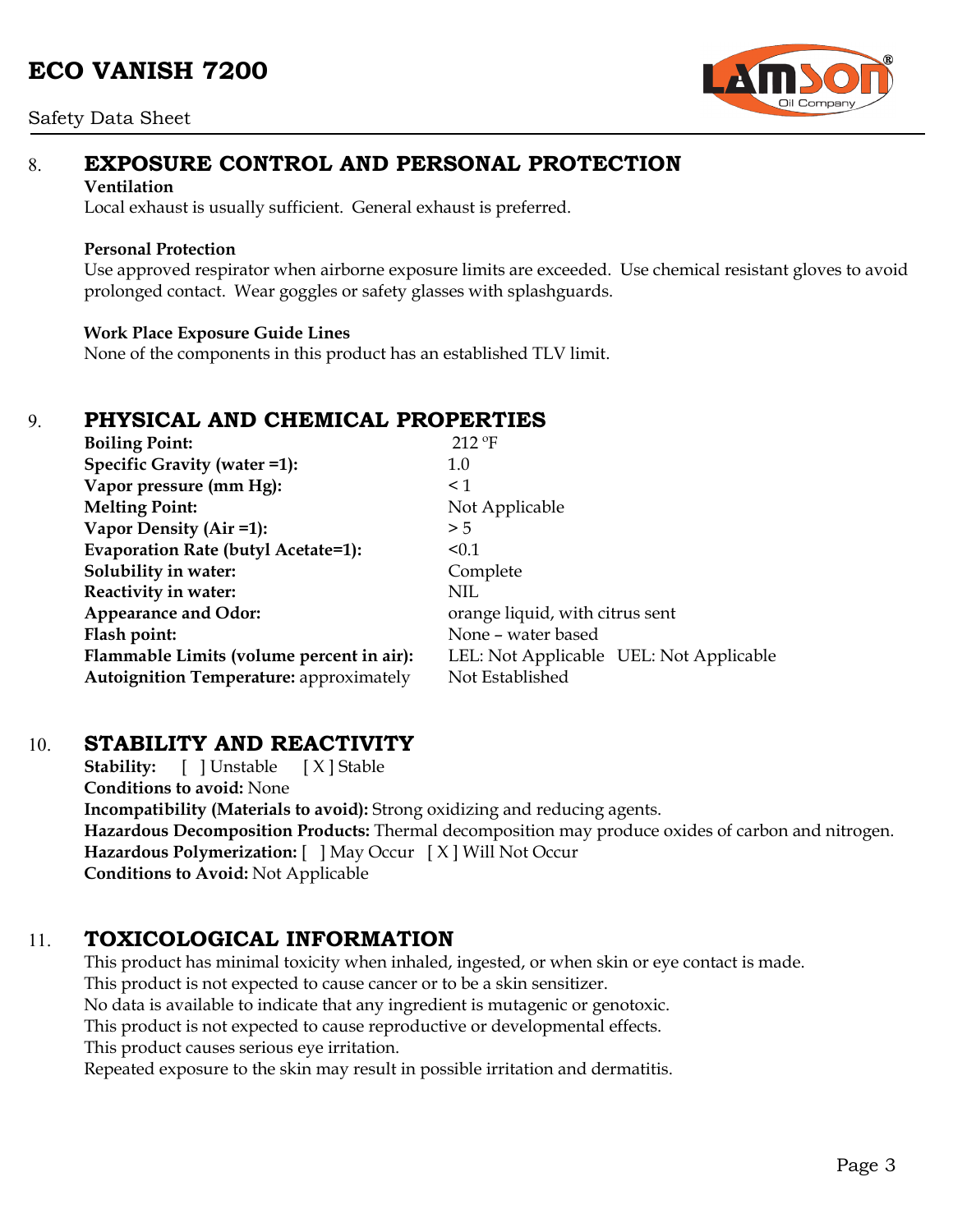## 8. EXPOSURE CONTROL AND PERSONAL PROTECTION

**Ventilation**

Local exhaust is usually sufficient. General exhaust is preferred.

**Personal Protection**

Use approved respirator when airborne exposure limits are exceeded. Use chemical resistant gloves to avoid prolonged contact. Wear goggles or safety glasses with splashguards.

**Work Place Exposure Guide Lines**

None of the components in this product has an established TLV limit.

## 9. PHYSICAL AND CHEMICAL PROPERTIES

| | |
|---|---|
| **Boiling Point:** | 212 °F |
| **Specific Gravity (water =1):** | 1.0 |
| **Vapor pressure (mm Hg):** | < 1 |
| **Melting Point:** | Not Applicable |
| **Vapor Density (Air =1):** | > 5 |
| **Evaporation Rate (butyl Acetate=1):** | <0.1 |
| **Solubility in water:** | Complete |
| **Reactivity in water:** | NIL |
| **Appearance and Odor:** | orange liquid, with citrus sent |
| **Flash point:** | None – water based |
| **Flammable Limits (volume percent in air):** | LEL: Not Applicable UEL: Not Applicable |
| **Autoignition Temperature:** approximately | Not Established |

## 10. STABILITY AND REACTIVITY

**Stability:** [ ] Unstable [ X ] Stable

**Conditions to avoid:** None

**Incompatibility (Materials to avoid):** Strong oxidizing and reducing agents.

**Hazardous Decomposition Products:** Thermal decomposition may produce oxides of carbon and nitrogen.

**Hazardous Polymerization:** [ ] May Occur [ X ] Will Not Occur

**Conditions to Avoid:** Not Applicable

## 11. TOXICOLOGICAL INFORMATION

This product has minimal toxicity when inhaled, ingested, or when skin or eye contact is made.
This product is not expected to cause cancer or to be a skin sensitizer.
No data is available to indicate that any ingredient is mutagenic or genotoxic.
This product is not expected to cause reproductive or developmental effects.
This product causes serious eye irritation.
Repeated exposure to the skin may result in possible irritation and dermatitis.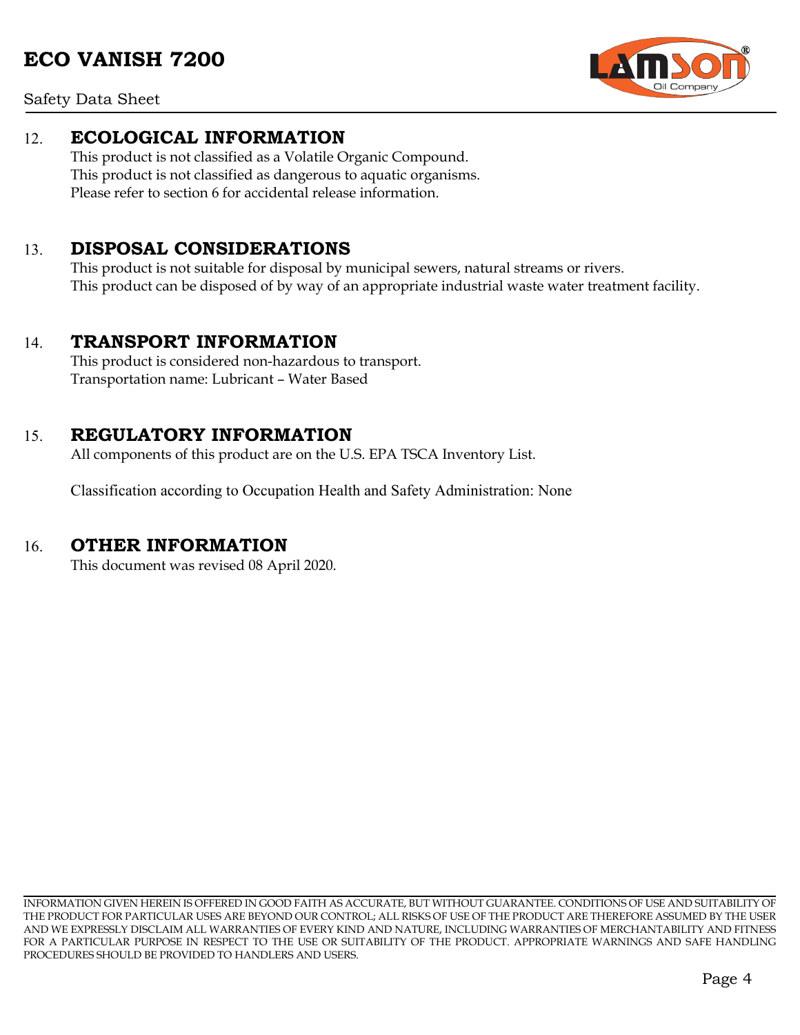## 12. ECOLOGICAL INFORMATION

This product is not classified as a Volatile Organic Compound.
This product is not classified as dangerous to aquatic organisms.
Please refer to section 6 for accidental release information.

## 13. DISPOSAL CONSIDERATIONS

This product is not suitable for disposal by municipal sewers, natural streams or rivers.
This product can be disposed of by way of an appropriate industrial waste water treatment facility.

## 14. TRANSPORT INFORMATION

This product is considered non-hazardous to transport.
Transportation name: Lubricant – Water Based

## 15. REGULATORY INFORMATION

All components of this product are on the U.S. EPA TSCA Inventory List.

Classification according to Occupation Health and Safety Administration: None

## 16. OTHER INFORMATION

This document was revised 08 April 2020.

INFORMATION GIVEN HEREIN IS OFFERED IN GOOD FAITH AS ACCURATE, BUT WITHOUT GUARANTEE. CONDITIONS OF USE AND SUITABILITY OF THE PRODUCT FOR PARTICULAR USES ARE BEYOND OUR CONTROL; ALL RISKS OF USE OF THE PRODUCT ARE THEREFORE ASSUMED BY THE USER AND WE EXPRESSLY DISCLAIM ALL WARRANTIES OF EVERY KIND AND NATURE, INCLUDING WARRANTIES OF MERCHANTABILITY AND FITNESS FOR A PARTICULAR PURPOSE IN RESPECT TO THE USE OR SUITABILITY OF THE PRODUCT. APPROPRIATE WARNINGS AND SAFE HANDLING PROCEDURES SHOULD BE PROVIDED TO HANDLERS AND USERS.